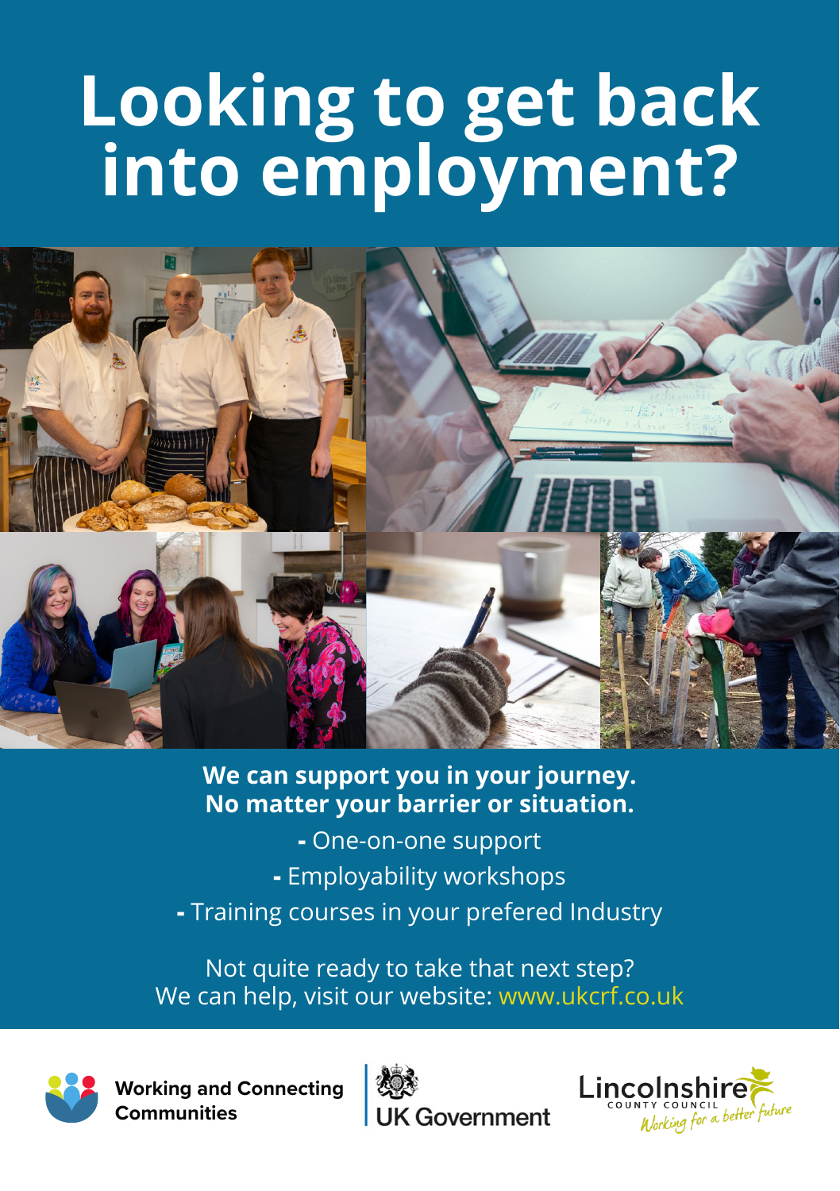# Looking to get back into employment?

**We can support you in your journey.
No matter your barrier or situation.**

- One-on-one support
- Employability workshops
- Training courses in your prefered Industry

Not quite ready to take that next step?
We can help, visit our website: www.ukcrf.co.uk

**Working and Connecting Communities**

UK Government

Lincolnshire COUNTY COUNCIL *Working for a better future*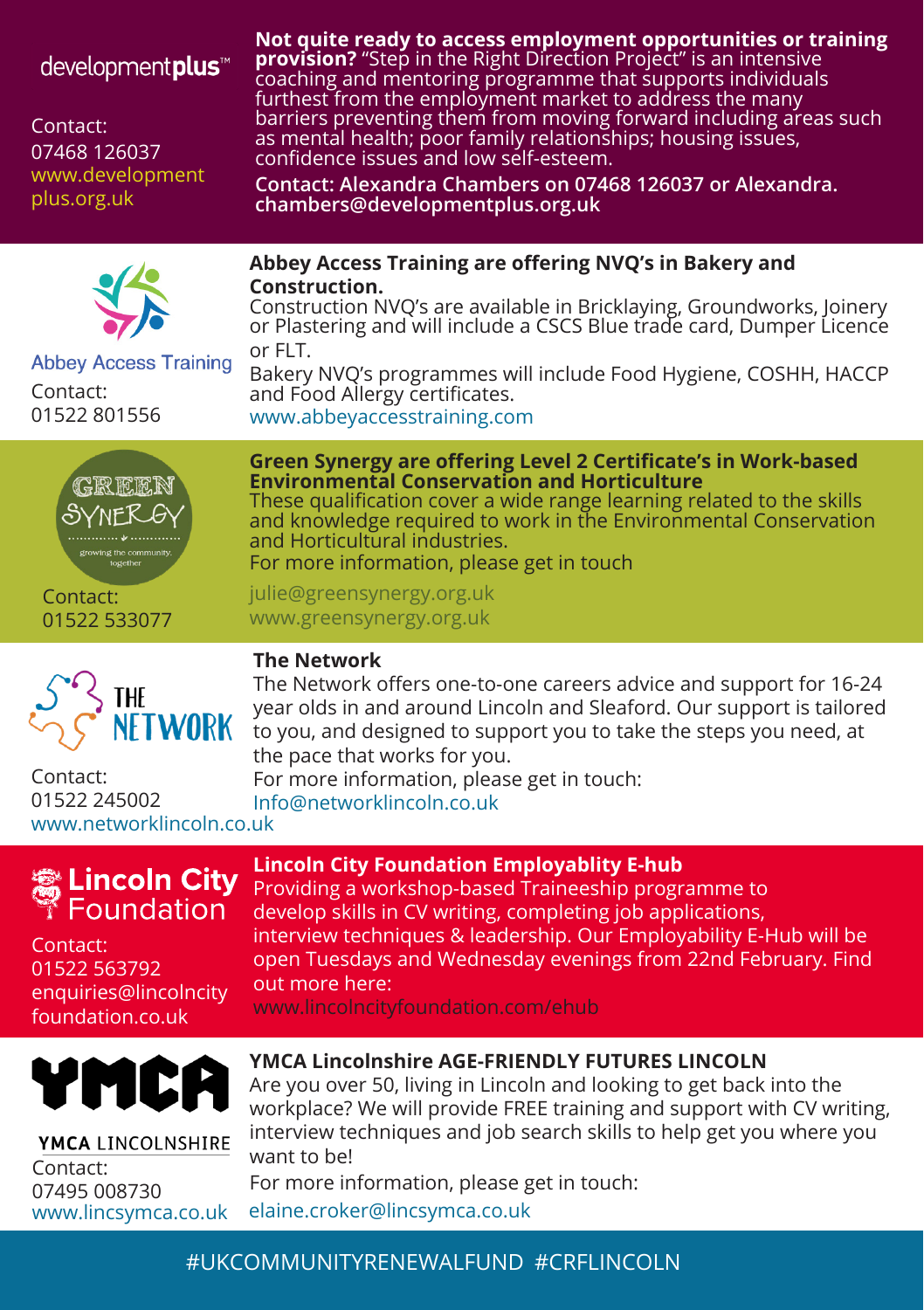developmentplus™

Contact:
07468 126037
www.developmentplus.org.uk

**Not quite ready to access employment opportunities or training provision?** "Step in the Right Direction Project" is an intensive coaching and mentoring programme that supports individuals furthest from the employment market to address the many barriers preventing them from moving forward including areas such as mental health; poor family relationships; housing issues, confidence issues and low self-esteem.

**Contact: Alexandra Chambers on 07468 126037 or Alexandra.chambers@developmentplus.org.uk**

Abbey Access Training

Contact:
01522 801556

**Abbey Access Training are offering NVQ's in Bakery and Construction.**

Construction NVQ's are available in Bricklaying, Groundworks, Joinery or Plastering and will include a CSCS Blue trade card, Dumper Licence or FLT.

Bakery NVQ's programmes will include Food Hygiene, COSHH, HACCP and Food Allergy certificates.

www.abbeyaccesstraining.com

GREEN SYNERGY
growing the community together

Contact:
01522 533077

**Green Synergy are offering Level 2 Certificate's in Work-based Environmental Conservation and Horticulture**

These qualification cover a wide range learning related to the skills and knowledge required to work in the Environmental Conservation and Horticultural industries.

For more information, please get in touch

julie@greensynergy.org.uk
www.greensynergy.org.uk

THE NETWORK

Contact:
01522 245002
www.networklincoln.co.uk

**The Network**

The Network offers one-to-one careers advice and support for 16-24 year olds in and around Lincoln and Sleaford. Our support is tailored to you, and designed to support you to take the steps you need, at the pace that works for you.

For more information, please get in touch:
Info@networklincoln.co.uk

Lincoln City Foundation

Contact:
01522 563792
enquiries@lincolncityfoundation.co.uk

**Lincoln City Foundation Employablity E-hub**

Providing a workshop-based Traineeship programme to develop skills in CV writing, completing job applications, interview techniques & leadership. Our Employability E-Hub will be open Tuesdays and Wednesday evenings from 22nd February. Find out more here:
www.lincolncityfoundation.com/ehub

YMCA

YMCA LINCOLNSHIRE

Contact:
07495 008730
www.lincsymca.co.uk

**YMCA Lincolnshire AGE-FRIENDLY FUTURES LINCOLN**

Are you over 50, living in Lincoln and looking to get back into the workplace? We will provide FREE training and support with CV writing, interview techniques and job search skills to help get you where you want to be!

For more information, please get in touch:
elaine.croker@lincsymca.co.uk

#UKCOMMUNITYRENEWALFUND #CRFLINCOLN